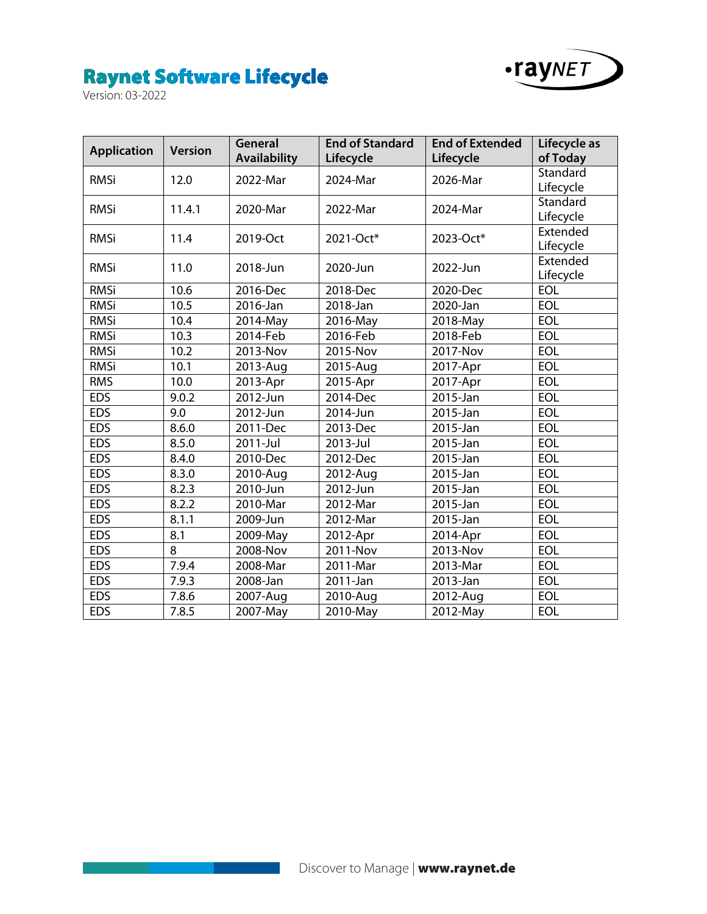# Raynet Software Lifecycle

Version: 03-2022

| Application | Version | General Availability | End of Standard Lifecycle | End of Extended Lifecycle | Lifecycle as of Today |
|---|---|---|---|---|---|
| RMSi | 12.0 | 2022-Mar | 2024-Mar | 2026-Mar | Standard Lifecycle |
| RMSi | 11.4.1 | 2020-Mar | 2022-Mar | 2024-Mar | Standard Lifecycle |
| RMSi | 11.4 | 2019-Oct | 2021-Oct* | 2023-Oct* | Extended Lifecycle |
| RMSi | 11.0 | 2018-Jun | 2020-Jun | 2022-Jun | Extended Lifecycle |
| RMSi | 10.6 | 2016-Dec | 2018-Dec | 2020-Dec | EOL |
| RMSi | 10.5 | 2016-Jan | 2018-Jan | 2020-Jan | EOL |
| RMSi | 10.4 | 2014-May | 2016-May | 2018-May | EOL |
| RMSi | 10.3 | 2014-Feb | 2016-Feb | 2018-Feb | EOL |
| RMSi | 10.2 | 2013-Nov | 2015-Nov | 2017-Nov | EOL |
| RMSi | 10.1 | 2013-Aug | 2015-Aug | 2017-Apr | EOL |
| RMS | 10.0 | 2013-Apr | 2015-Apr | 2017-Apr | EOL |
| EDS | 9.0.2 | 2012-Jun | 2014-Dec | 2015-Jan | EOL |
| EDS | 9.0 | 2012-Jun | 2014-Jun | 2015-Jan | EOL |
| EDS | 8.6.0 | 2011-Dec | 2013-Dec | 2015-Jan | EOL |
| EDS | 8.5.0 | 2011-Jul | 2013-Jul | 2015-Jan | EOL |
| EDS | 8.4.0 | 2010-Dec | 2012-Dec | 2015-Jan | EOL |
| EDS | 8.3.0 | 2010-Aug | 2012-Aug | 2015-Jan | EOL |
| EDS | 8.2.3 | 2010-Jun | 2012-Jun | 2015-Jan | EOL |
| EDS | 8.2.2 | 2010-Mar | 2012-Mar | 2015-Jan | EOL |
| EDS | 8.1.1 | 2009-Jun | 2012-Mar | 2015-Jan | EOL |
| EDS | 8.1 | 2009-May | 2012-Apr | 2014-Apr | EOL |
| EDS | 8 | 2008-Nov | 2011-Nov | 2013-Nov | EOL |
| EDS | 7.9.4 | 2008-Mar | 2011-Mar | 2013-Mar | EOL |
| EDS | 7.9.3 | 2008-Jan | 2011-Jan | 2013-Jan | EOL |
| EDS | 7.8.6 | 2007-Aug | 2010-Aug | 2012-Aug | EOL |
| EDS | 7.8.5 | 2007-May | 2010-May | 2012-May | EOL |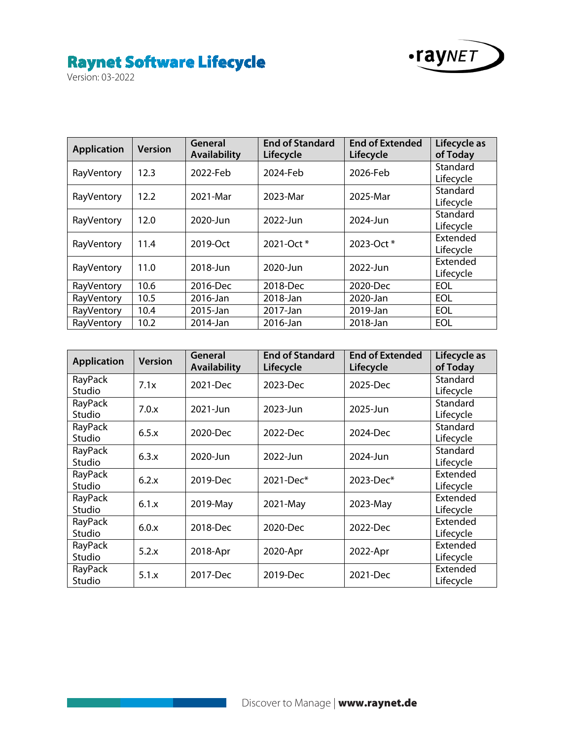# Raynet Software Lifecycle

Version: 03-2022

| Application | Version | General Availability | End of Standard Lifecycle | End of Extended Lifecycle | Lifecycle as of Today |
|---|---|---|---|---|---|
| RayVentory | 12.3 | 2022-Feb | 2024-Feb | 2026-Feb | Standard Lifecycle |
| RayVentory | 12.2 | 2021-Mar | 2023-Mar | 2025-Mar | Standard Lifecycle |
| RayVentory | 12.0 | 2020-Jun | 2022-Jun | 2024-Jun | Standard Lifecycle |
| RayVentory | 11.4 | 2019-Oct | 2021-Oct * | 2023-Oct * | Extended Lifecycle |
| RayVentory | 11.0 | 2018-Jun | 2020-Jun | 2022-Jun | Extended Lifecycle |
| RayVentory | 10.6 | 2016-Dec | 2018-Dec | 2020-Dec | EOL |
| RayVentory | 10.5 | 2016-Jan | 2018-Jan | 2020-Jan | EOL |
| RayVentory | 10.4 | 2015-Jan | 2017-Jan | 2019-Jan | EOL |
| RayVentory | 10.2 | 2014-Jan | 2016-Jan | 2018-Jan | EOL |

| Application | Version | General Availability | End of Standard Lifecycle | End of Extended Lifecycle | Lifecycle as of Today |
|---|---|---|---|---|---|
| RayPack Studio | 7.1x | 2021-Dec | 2023-Dec | 2025-Dec | Standard Lifecycle |
| RayPack Studio | 7.0.x | 2021-Jun | 2023-Jun | 2025-Jun | Standard Lifecycle |
| RayPack Studio | 6.5.x | 2020-Dec | 2022-Dec | 2024-Dec | Standard Lifecycle |
| RayPack Studio | 6.3.x | 2020-Jun | 2022-Jun | 2024-Jun | Standard Lifecycle |
| RayPack Studio | 6.2.x | 2019-Dec | 2021-Dec* | 2023-Dec* | Extended Lifecycle |
| RayPack Studio | 6.1.x | 2019-May | 2021-May | 2023-May | Extended Lifecycle |
| RayPack Studio | 6.0.x | 2018-Dec | 2020-Dec | 2022-Dec | Extended Lifecycle |
| RayPack Studio | 5.2.x | 2018-Apr | 2020-Apr | 2022-Apr | Extended Lifecycle |
| RayPack Studio | 5.1.x | 2017-Dec | 2019-Dec | 2021-Dec | Extended Lifecycle |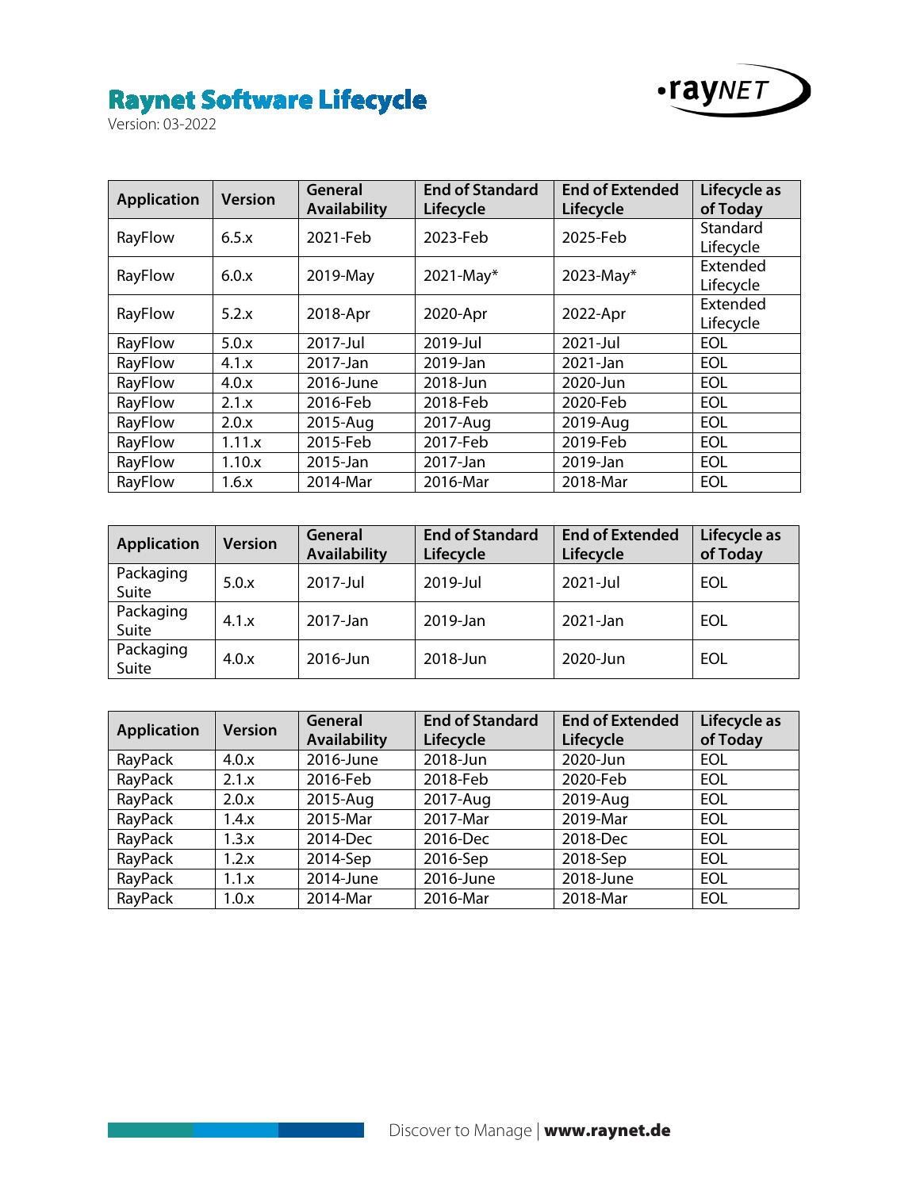# Raynet Software Lifecycle

Version: 03-2022

| Application | Version | General Availability | End of Standard Lifecycle | End of Extended Lifecycle | Lifecycle as of Today |
|---|---|---|---|---|---|
| RayFlow | 6.5.x | 2021-Feb | 2023-Feb | 2025-Feb | Standard Lifecycle |
| RayFlow | 6.0.x | 2019-May | 2021-May* | 2023-May* | Extended Lifecycle |
| RayFlow | 5.2.x | 2018-Apr | 2020-Apr | 2022-Apr | Extended Lifecycle |
| RayFlow | 5.0.x | 2017-Jul | 2019-Jul | 2021-Jul | EOL |
| RayFlow | 4.1.x | 2017-Jan | 2019-Jan | 2021-Jan | EOL |
| RayFlow | 4.0.x | 2016-June | 2018-Jun | 2020-Jun | EOL |
| RayFlow | 2.1.x | 2016-Feb | 2018-Feb | 2020-Feb | EOL |
| RayFlow | 2.0.x | 2015-Aug | 2017-Aug | 2019-Aug | EOL |
| RayFlow | 1.11.x | 2015-Feb | 2017-Feb | 2019-Feb | EOL |
| RayFlow | 1.10.x | 2015-Jan | 2017-Jan | 2019-Jan | EOL |
| RayFlow | 1.6.x | 2014-Mar | 2016-Mar | 2018-Mar | EOL |

| Application | Version | General Availability | End of Standard Lifecycle | End of Extended Lifecycle | Lifecycle as of Today |
|---|---|---|---|---|---|
| Packaging Suite | 5.0.x | 2017-Jul | 2019-Jul | 2021-Jul | EOL |
| Packaging Suite | 4.1.x | 2017-Jan | 2019-Jan | 2021-Jan | EOL |
| Packaging Suite | 4.0.x | 2016-Jun | 2018-Jun | 2020-Jun | EOL |

| Application | Version | General Availability | End of Standard Lifecycle | End of Extended Lifecycle | Lifecycle as of Today |
|---|---|---|---|---|---|
| RayPack | 4.0.x | 2016-June | 2018-Jun | 2020-Jun | EOL |
| RayPack | 2.1.x | 2016-Feb | 2018-Feb | 2020-Feb | EOL |
| RayPack | 2.0.x | 2015-Aug | 2017-Aug | 2019-Aug | EOL |
| RayPack | 1.4.x | 2015-Mar | 2017-Mar | 2019-Mar | EOL |
| RayPack | 1.3.x | 2014-Dec | 2016-Dec | 2018-Dec | EOL |
| RayPack | 1.2.x | 2014-Sep | 2016-Sep | 2018-Sep | EOL |
| RayPack | 1.1.x | 2014-June | 2016-June | 2018-June | EOL |
| RayPack | 1.0.x | 2014-Mar | 2016-Mar | 2018-Mar | EOL |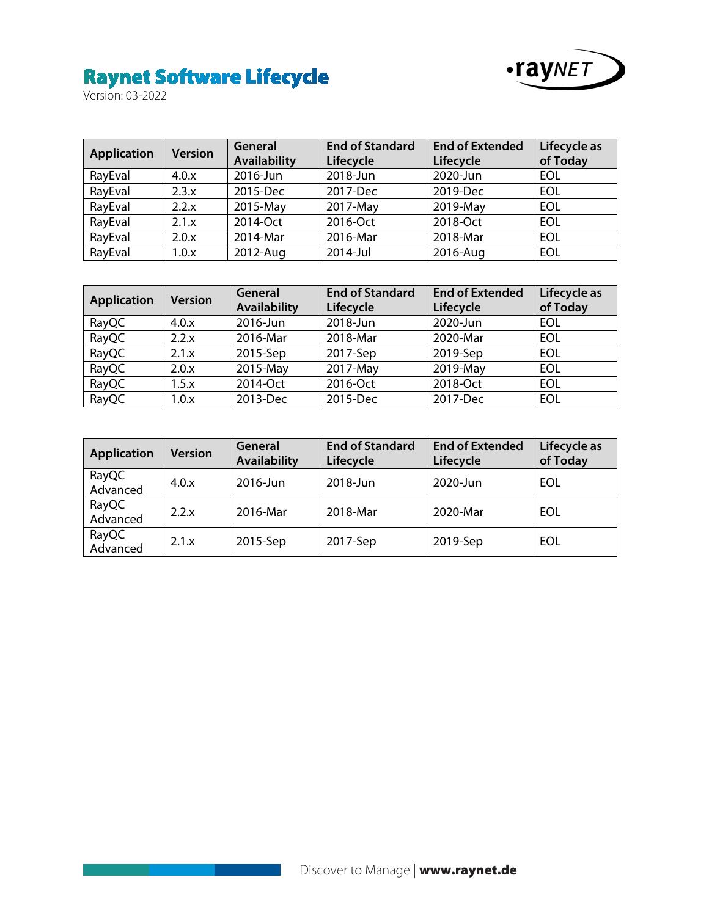# Raynet Software Lifecycle

Version: 03-2022

| Application | Version | General Availability | End of Standard Lifecycle | End of Extended Lifecycle | Lifecycle as of Today |
|---|---|---|---|---|---|
| RayEval | 4.0.x | 2016-Jun | 2018-Jun | 2020-Jun | EOL |
| RayEval | 2.3.x | 2015-Dec | 2017-Dec | 2019-Dec | EOL |
| RayEval | 2.2.x | 2015-May | 2017-May | 2019-May | EOL |
| RayEval | 2.1.x | 2014-Oct | 2016-Oct | 2018-Oct | EOL |
| RayEval | 2.0.x | 2014-Mar | 2016-Mar | 2018-Mar | EOL |
| RayEval | 1.0.x | 2012-Aug | 2014-Jul | 2016-Aug | EOL |

| Application | Version | General Availability | End of Standard Lifecycle | End of Extended Lifecycle | Lifecycle as of Today |
|---|---|---|---|---|---|
| RayQC | 4.0.x | 2016-Jun | 2018-Jun | 2020-Jun | EOL |
| RayQC | 2.2.x | 2016-Mar | 2018-Mar | 2020-Mar | EOL |
| RayQC | 2.1.x | 2015-Sep | 2017-Sep | 2019-Sep | EOL |
| RayQC | 2.0.x | 2015-May | 2017-May | 2019-May | EOL |
| RayQC | 1.5.x | 2014-Oct | 2016-Oct | 2018-Oct | EOL |
| RayQC | 1.0.x | 2013-Dec | 2015-Dec | 2017-Dec | EOL |

| Application | Version | General Availability | End of Standard Lifecycle | End of Extended Lifecycle | Lifecycle as of Today |
|---|---|---|---|---|---|
| RayQC Advanced | 4.0.x | 2016-Jun | 2018-Jun | 2020-Jun | EOL |
| RayQC Advanced | 2.2.x | 2016-Mar | 2018-Mar | 2020-Mar | EOL |
| RayQC Advanced | 2.1.x | 2015-Sep | 2017-Sep | 2019-Sep | EOL |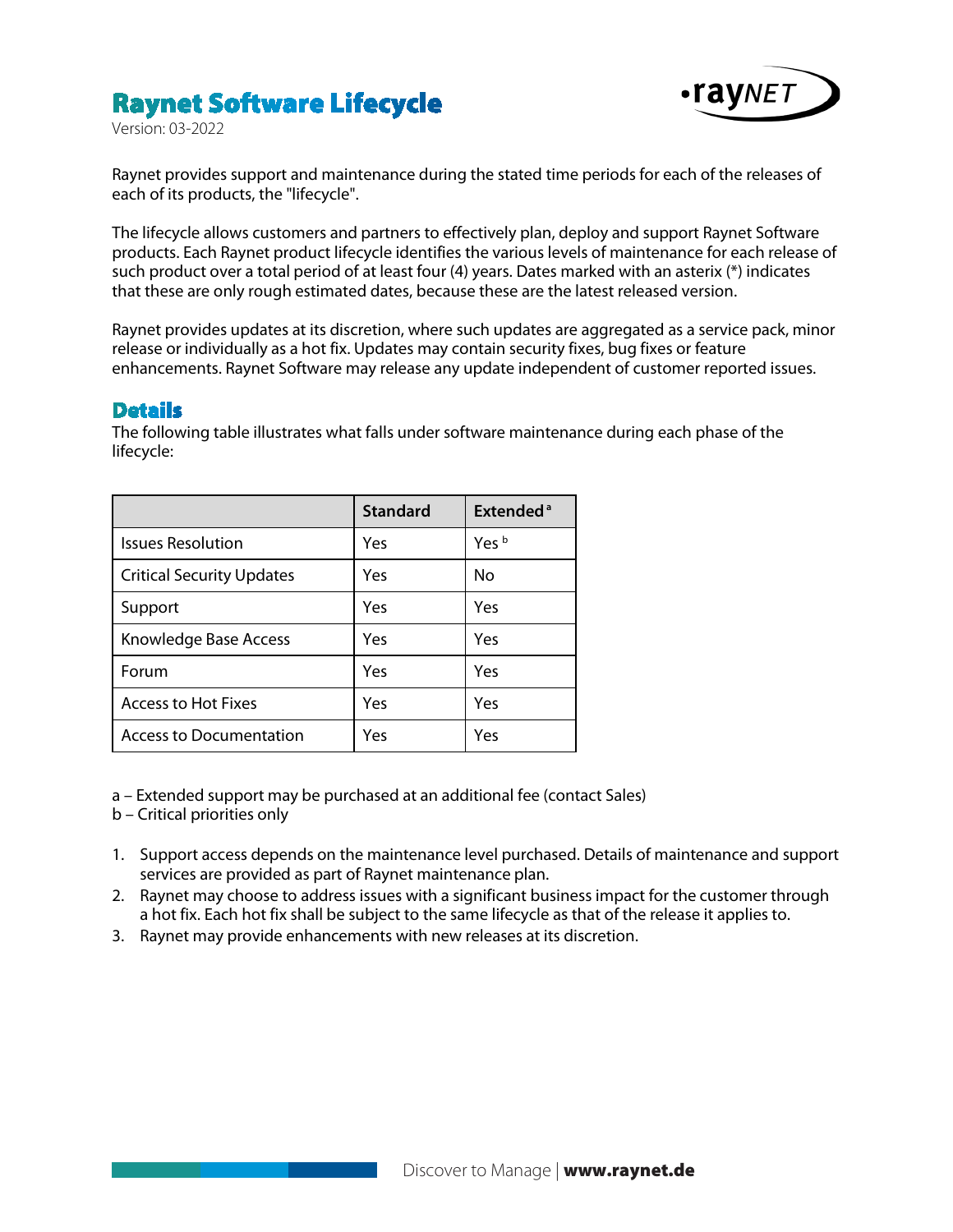# Raynet Software Lifecycle

Version: 03-2022

Raynet provides support and maintenance during the stated time periods for each of the releases of each of its products, the "lifecycle".

The lifecycle allows customers and partners to effectively plan, deploy and support Raynet Software products. Each Raynet product lifecycle identifies the various levels of maintenance for each release of such product over a total period of at least four (4) years. Dates marked with an asterix (*) indicates that these are only rough estimated dates, because these are the latest released version.

Raynet provides updates at its discretion, where such updates are aggregated as a service pack, minor release or individually as a hot fix. Updates may contain security fixes, bug fixes or feature enhancements. Raynet Software may release any update independent of customer reported issues.

## Details

The following table illustrates what falls under software maintenance during each phase of the lifecycle:

| | Standard | Extended [a] |
|---|---|---|
| Issues Resolution | Yes | Yes [b] |
| Critical Security Updates | Yes | No |
| Support | Yes | Yes |
| Knowledge Base Access | Yes | Yes |
| Forum | Yes | Yes |
| Access to Hot Fixes | Yes | Yes |
| Access to Documentation | Yes | Yes |

a – Extended support may be purchased at an additional fee (contact Sales)
b – Critical priorities only

1. Support access depends on the maintenance level purchased. Details of maintenance and support services are provided as part of Raynet maintenance plan.
2. Raynet may choose to address issues with a significant business impact for the customer through a hot fix. Each hot fix shall be subject to the same lifecycle as that of the release it applies to.
3. Raynet may provide enhancements with new releases at its discretion.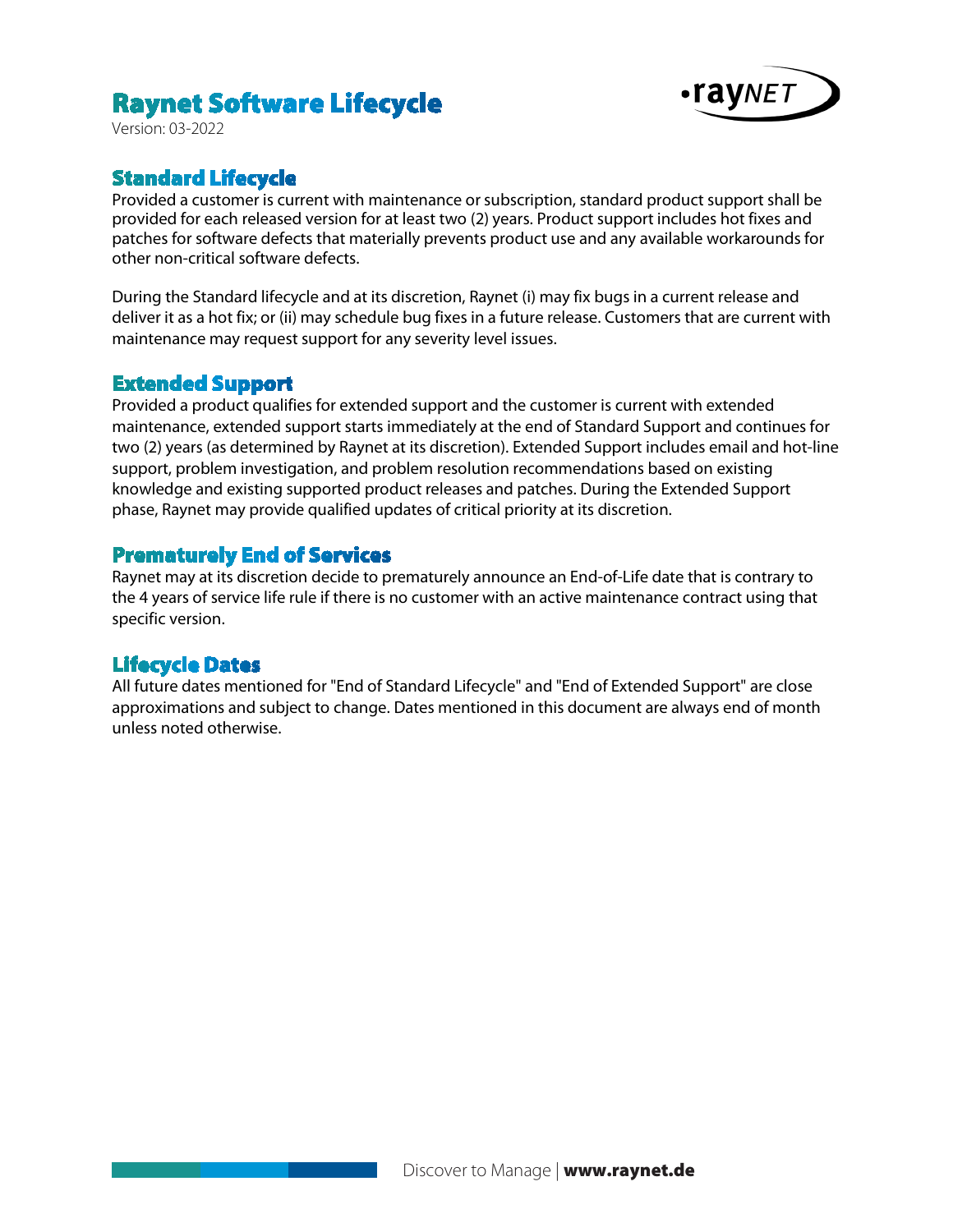# Raynet Software Lifecycle

Version: 03-2022

## Standard Lifecycle

Provided a customer is current with maintenance or subscription, standard product support shall be provided for each released version for at least two (2) years. Product support includes hot fixes and patches for software defects that materially prevents product use and any available workarounds for other non-critical software defects.

During the Standard lifecycle and at its discretion, Raynet (i) may fix bugs in a current release and deliver it as a hot fix; or (ii) may schedule bug fixes in a future release. Customers that are current with maintenance may request support for any severity level issues.

## Extended Support

Provided a product qualifies for extended support and the customer is current with extended maintenance, extended support starts immediately at the end of Standard Support and continues for two (2) years (as determined by Raynet at its discretion). Extended Support includes email and hot-line support, problem investigation, and problem resolution recommendations based on existing knowledge and existing supported product releases and patches. During the Extended Support phase, Raynet may provide qualified updates of critical priority at its discretion.

## Prematurely End of Services

Raynet may at its discretion decide to prematurely announce an End-of-Life date that is contrary to the 4 years of service life rule if there is no customer with an active maintenance contract using that specific version.

## Lifecycle Dates

All future dates mentioned for "End of Standard Lifecycle" and "End of Extended Support" are close approximations and subject to change. Dates mentioned in this document are always end of month unless noted otherwise.